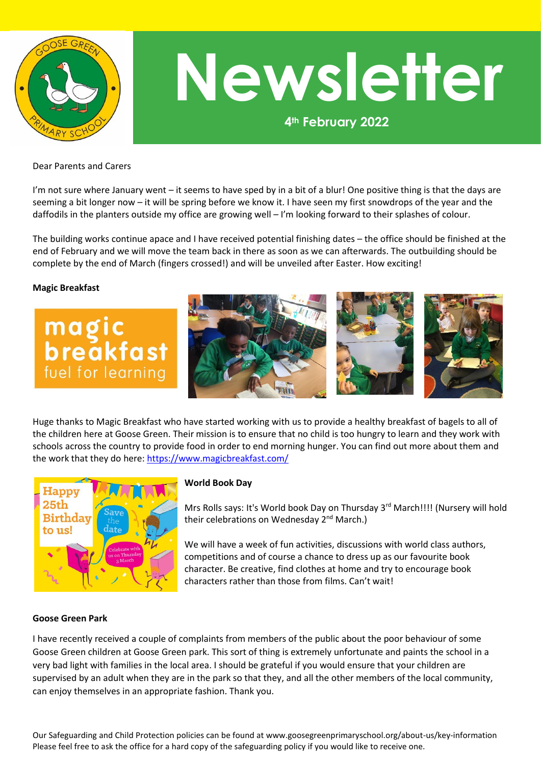# Newsletter

**4th February 2022**

Dear Parents and Carers

I'm not sure where January went – it seems to have sped by in a bit of a blur! One positive thing is that the days are seeming a bit longer now – it will be spring before we know it. I have seen my first snowdrops of the year and the daffodils in the planters outside my office are growing well – I'm looking forward to their splashes of colour.

The building works continue apace and I have received potential finishing dates – the office should be finished at the end of February and we will move the team back in there as soon as we can afterwards. The outbuilding should be complete by the end of March (fingers crossed!) and will be unveiled after Easter. How exciting!

**Magic Breakfast**

Huge thanks to Magic Breakfast who have started working with us to provide a healthy breakfast of bagels to all of the children here at Goose Green. Their mission is to ensure that no child is too hungry to learn and they work with schools across the country to provide food in order to end morning hunger. You can find out more about them and the work that they do here: https://www.magicbreakfast.com/

**World Book Day**

Mrs Rolls says: It's World book Day on Thursday 3rd March!!!! (Nursery will hold their celebrations on Wednesday 2nd March.)

We will have a week of fun activities, discussions with world class authors, competitions and of course a chance to dress up as our favourite book character. Be creative, find clothes at home and try to encourage book characters rather than those from films. Can't wait!

**Goose Green Park**

I have recently received a couple of complaints from members of the public about the poor behaviour of some Goose Green children at Goose Green park. This sort of thing is extremely unfortunate and paints the school in a very bad light with families in the local area. I should be grateful if you would ensure that your children are supervised by an adult when they are in the park so that they, and all the other members of the local community, can enjoy themselves in an appropriate fashion. Thank you.

Our Safeguarding and Child Protection policies can be found at www.goosegreenprimaryschool.org/about-us/key-information
Please feel free to ask the office for a hard copy of the safeguarding policy if you would like to receive one.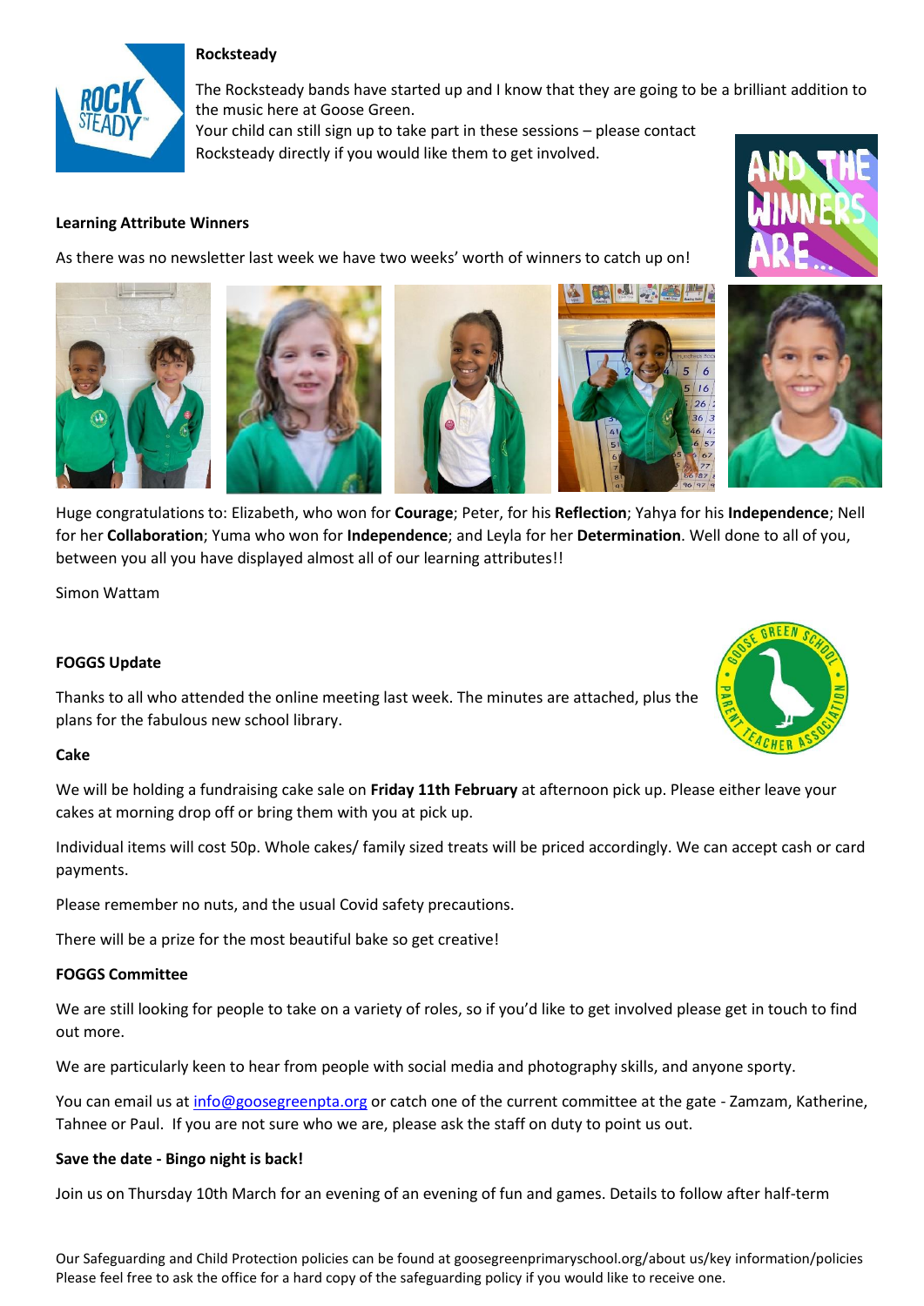**Rocksteady**

The Rocksteady bands have started up and I know that they are going to be a brilliant addition to the music here at Goose Green.

Your child can still sign up to take part in these sessions – please contact Rocksteady directly if you would like them to get involved.

**Learning Attribute Winners**

As there was no newsletter last week we have two weeks' worth of winners to catch up on!

Huge congratulations to: Elizabeth, who won for **Courage**; Peter, for his **Reflection**; Yahya for his **Independence**; Nell for her **Collaboration**; Yuma who won for **Independence**; and Leyla for her **Determination**. Well done to all of you, between you all you have displayed almost all of our learning attributes!!

Simon Wattam

**FOGGS Update**

Thanks to all who attended the online meeting last week. The minutes are attached, plus the plans for the fabulous new school library.

**Cake**

We will be holding a fundraising cake sale on **Friday 11th February** at afternoon pick up. Please either leave your cakes at morning drop off or bring them with you at pick up.

Individual items will cost 50p. Whole cakes/ family sized treats will be priced accordingly. We can accept cash or card payments.

Please remember no nuts, and the usual Covid safety precautions.

There will be a prize for the most beautiful bake so get creative!

**FOGGS Committee**

We are still looking for people to take on a variety of roles, so if you'd like to get involved please get in touch to find out more.

We are particularly keen to hear from people with social media and photography skills, and anyone sporty.

You can email us at info@goosegreenpta.org or catch one of the current committee at the gate - Zamzam, Katherine, Tahnee or Paul. If you are not sure who we are, please ask the staff on duty to point us out.

**Save the date - Bingo night is back!**

Join us on Thursday 10th March for an evening of an evening of fun and games. Details to follow after half-term

Our Safeguarding and Child Protection policies can be found at goosegreenprimaryschool.org/about us/key information/policies
Please feel free to ask the office for a hard copy of the safeguarding policy if you would like to receive one.